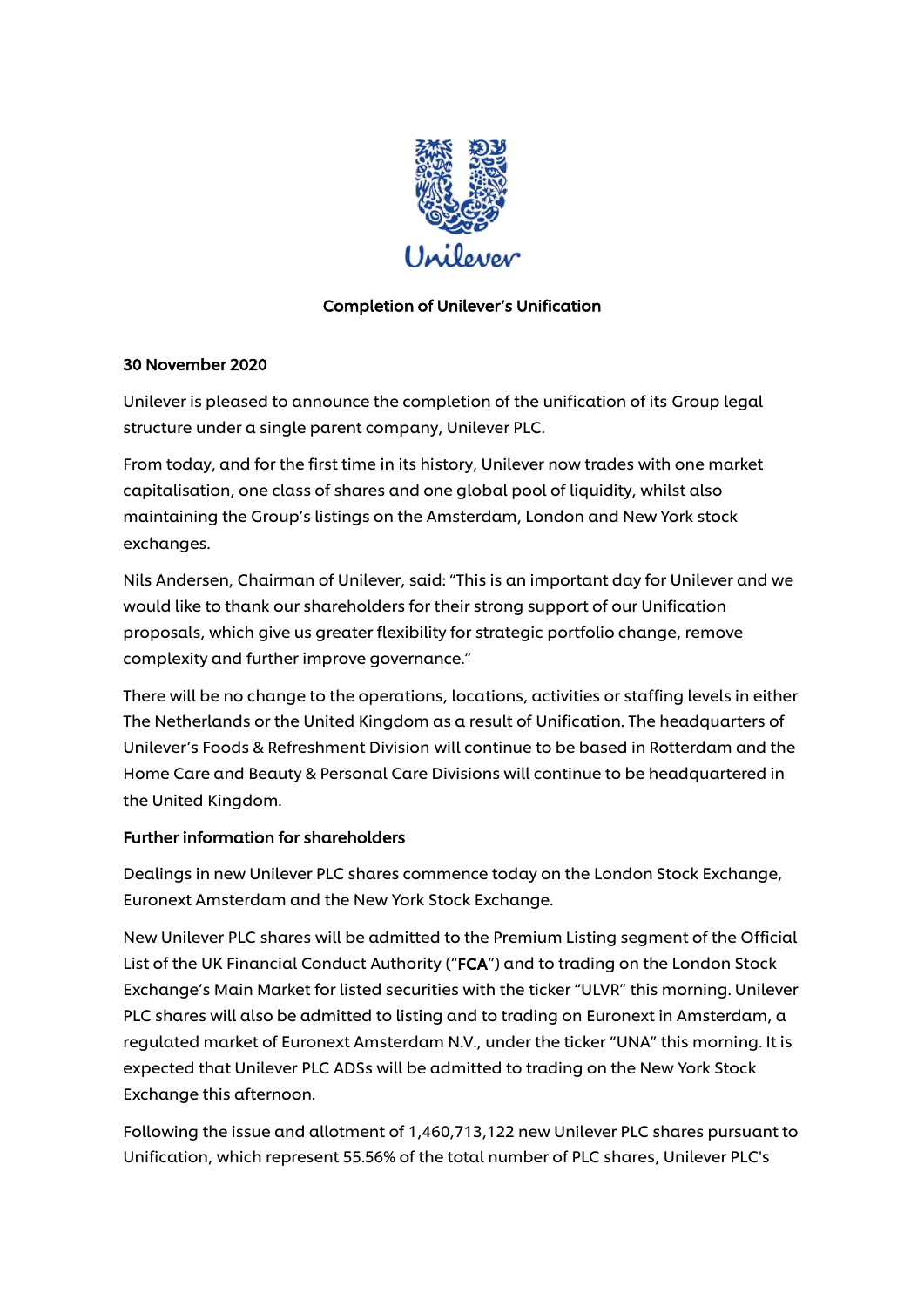# Completion of Unilever's Unification

**30 November 2020**

Unilever is pleased to announce the completion of the unification of its Group legal structure under a single parent company, Unilever PLC.

From today, and for the first time in its history, Unilever now trades with one market capitalisation, one class of shares and one global pool of liquidity, whilst also maintaining the Group's listings on the Amsterdam, London and New York stock exchanges.

Nils Andersen, Chairman of Unilever, said: "This is an important day for Unilever and we would like to thank our shareholders for their strong support of our Unification proposals, which give us greater flexibility for strategic portfolio change, remove complexity and further improve governance."

There will be no change to the operations, locations, activities or staffing levels in either The Netherlands or the United Kingdom as a result of Unification. The headquarters of Unilever's Foods & Refreshment Division will continue to be based in Rotterdam and the Home Care and Beauty & Personal Care Divisions will continue to be headquartered in the United Kingdom.

## Further information for shareholders

Dealings in new Unilever PLC shares commence today on the London Stock Exchange, Euronext Amsterdam and the New York Stock Exchange.

New Unilever PLC shares will be admitted to the Premium Listing segment of the Official List of the UK Financial Conduct Authority ("**FCA**") and to trading on the London Stock Exchange's Main Market for listed securities with the ticker "ULVR" this morning. Unilever PLC shares will also be admitted to listing and to trading on Euronext in Amsterdam, a regulated market of Euronext Amsterdam N.V., under the ticker "UNA" this morning. It is expected that Unilever PLC ADSs will be admitted to trading on the New York Stock Exchange this afternoon.

Following the issue and allotment of 1,460,713,122 new Unilever PLC shares pursuant to Unification, which represent 55.56% of the total number of PLC shares, Unilever PLC's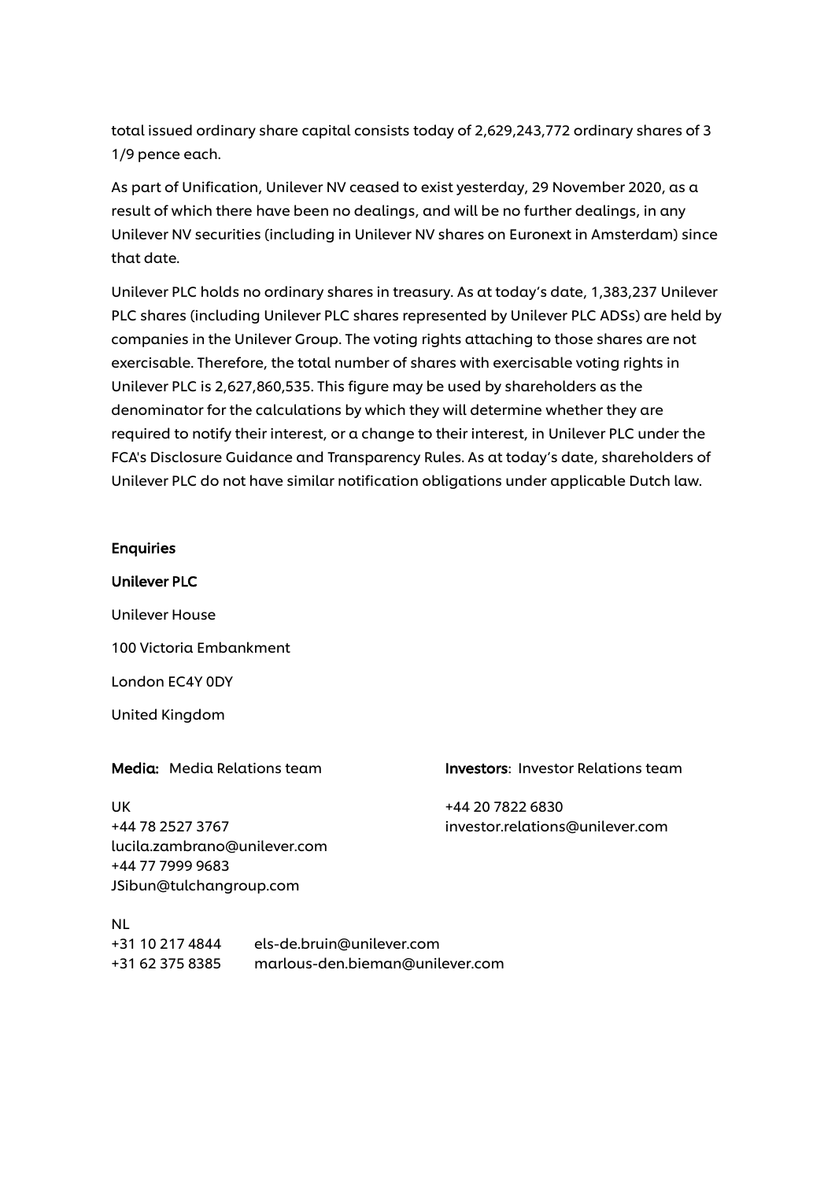total issued ordinary share capital consists today of 2,629,243,772 ordinary shares of 3 1/9 pence each.

As part of Unification, Unilever NV ceased to exist yesterday, 29 November 2020, as a result of which there have been no dealings, and will be no further dealings, in any Unilever NV securities (including in Unilever NV shares on Euronext in Amsterdam) since that date.

Unilever PLC holds no ordinary shares in treasury. As at today's date, 1,383,237 Unilever PLC shares (including Unilever PLC shares represented by Unilever PLC ADSs) are held by companies in the Unilever Group. The voting rights attaching to those shares are not exercisable. Therefore, the total number of shares with exercisable voting rights in Unilever PLC is 2,627,860,535. This figure may be used by shareholders as the denominator for the calculations by which they will determine whether they are required to notify their interest, or a change to their interest, in Unilever PLC under the FCA's Disclosure Guidance and Transparency Rules. As at today's date, shareholders of Unilever PLC do not have similar notification obligations under applicable Dutch law.

**Enquiries**

**Unilever PLC**

Unilever House

100 Victoria Embankment

London EC4Y 0DY

United Kingdom

**Media:** Media Relations team

UK
+44 78 2527 3767
lucila.zambrano@unilever.com
+44 77 7999 9683
JSibun@tulchangroup.com

NL
+31 10 217 4844 els-de.bruin@unilever.com
+31 62 375 8385 marlous-den.bieman@unilever.com

**Investors**: Investor Relations team

+44 20 7822 6830
investor.relations@unilever.com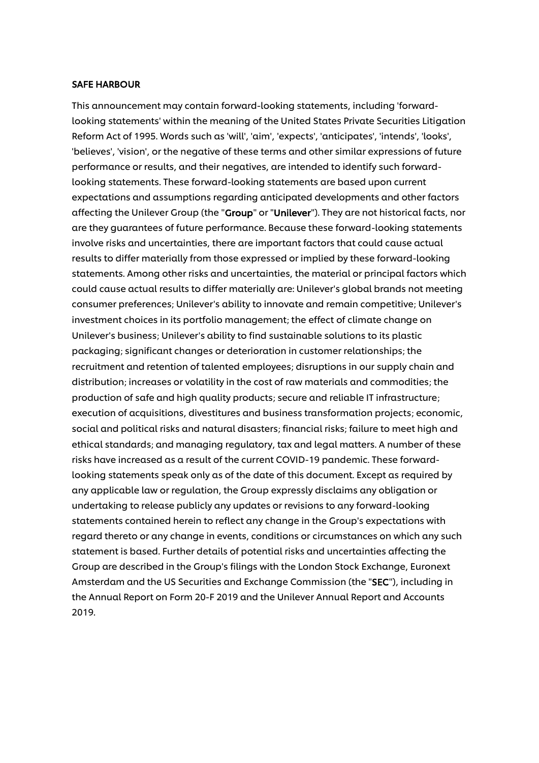## SAFE HARBOUR

This announcement may contain forward-looking statements, including 'forward-looking statements' within the meaning of the United States Private Securities Litigation Reform Act of 1995. Words such as 'will', 'aim', 'expects', 'anticipates', 'intends', 'looks', 'believes', 'vision', or the negative of these terms and other similar expressions of future performance or results, and their negatives, are intended to identify such forward-looking statements. These forward-looking statements are based upon current expectations and assumptions regarding anticipated developments and other factors affecting the Unilever Group (the "**Group**" or "**Unilever**"). They are not historical facts, nor are they guarantees of future performance. Because these forward-looking statements involve risks and uncertainties, there are important factors that could cause actual results to differ materially from those expressed or implied by these forward-looking statements. Among other risks and uncertainties, the material or principal factors which could cause actual results to differ materially are: Unilever's global brands not meeting consumer preferences; Unilever's ability to innovate and remain competitive; Unilever's investment choices in its portfolio management; the effect of climate change on Unilever's business; Unilever's ability to find sustainable solutions to its plastic packaging; significant changes or deterioration in customer relationships; the recruitment and retention of talented employees; disruptions in our supply chain and distribution; increases or volatility in the cost of raw materials and commodities; the production of safe and high quality products; secure and reliable IT infrastructure; execution of acquisitions, divestitures and business transformation projects; economic, social and political risks and natural disasters; financial risks; failure to meet high and ethical standards; and managing regulatory, tax and legal matters. A number of these risks have increased as a result of the current COVID-19 pandemic. These forward-looking statements speak only as of the date of this document. Except as required by any applicable law or regulation, the Group expressly disclaims any obligation or undertaking to release publicly any updates or revisions to any forward-looking statements contained herein to reflect any change in the Group's expectations with regard thereto or any change in events, conditions or circumstances on which any such statement is based. Further details of potential risks and uncertainties affecting the Group are described in the Group's filings with the London Stock Exchange, Euronext Amsterdam and the US Securities and Exchange Commission (the "**SEC**"), including in the Annual Report on Form 20-F 2019 and the Unilever Annual Report and Accounts 2019.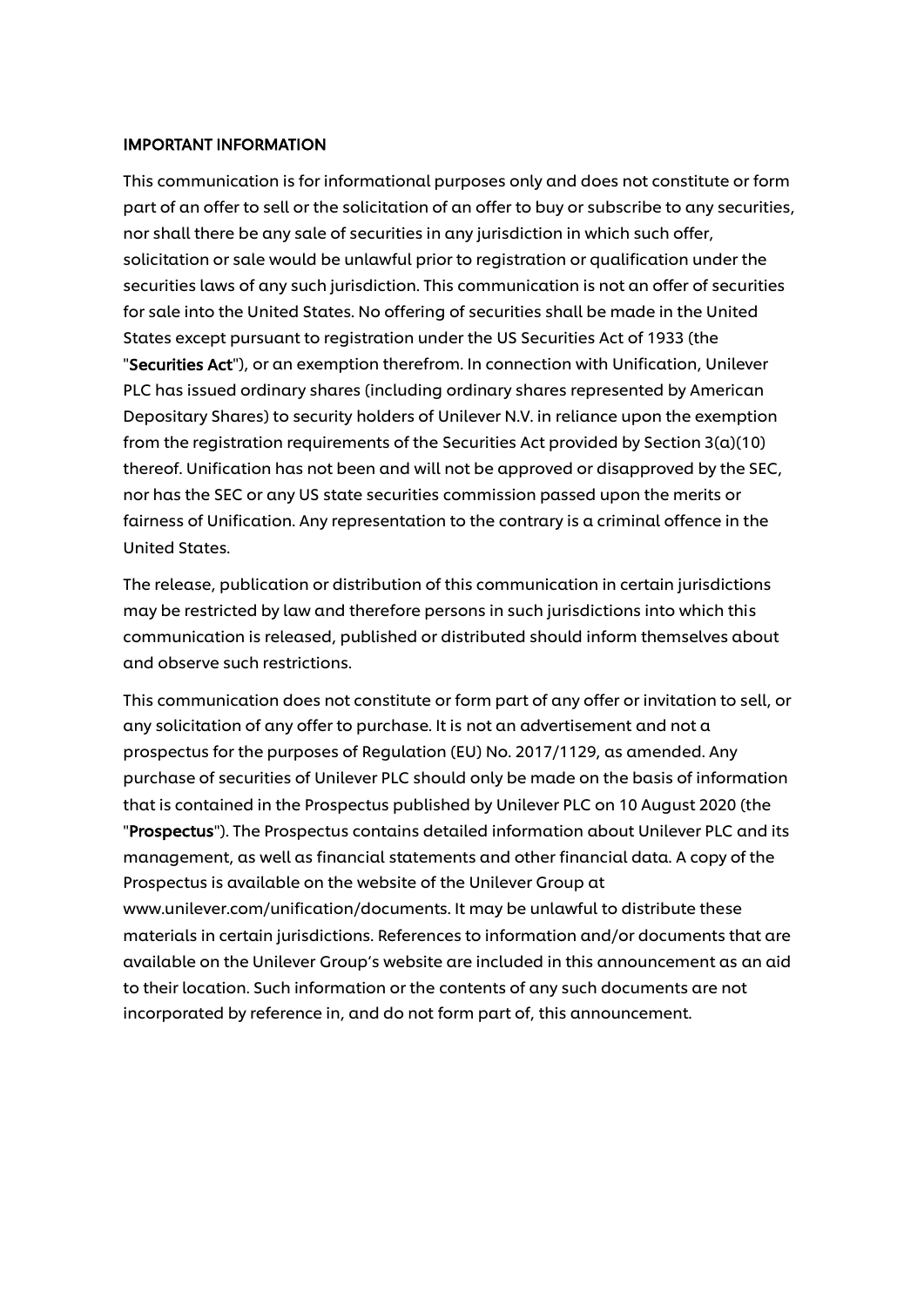**IMPORTANT INFORMATION**

This communication is for informational purposes only and does not constitute or form part of an offer to sell or the solicitation of an offer to buy or subscribe to any securities, nor shall there be any sale of securities in any jurisdiction in which such offer, solicitation or sale would be unlawful prior to registration or qualification under the securities laws of any such jurisdiction. This communication is not an offer of securities for sale into the United States. No offering of securities shall be made in the United States except pursuant to registration under the US Securities Act of 1933 (the "**Securities Act**"), or an exemption therefrom. In connection with Unification, Unilever PLC has issued ordinary shares (including ordinary shares represented by American Depositary Shares) to security holders of Unilever N.V. in reliance upon the exemption from the registration requirements of the Securities Act provided by Section 3(a)(10) thereof. Unification has not been and will not be approved or disapproved by the SEC, nor has the SEC or any US state securities commission passed upon the merits or fairness of Unification. Any representation to the contrary is a criminal offence in the United States.

The release, publication or distribution of this communication in certain jurisdictions may be restricted by law and therefore persons in such jurisdictions into which this communication is released, published or distributed should inform themselves about and observe such restrictions.

This communication does not constitute or form part of any offer or invitation to sell, or any solicitation of any offer to purchase. It is not an advertisement and not a prospectus for the purposes of Regulation (EU) No. 2017/1129, as amended. Any purchase of securities of Unilever PLC should only be made on the basis of information that is contained in the Prospectus published by Unilever PLC on 10 August 2020 (the "**Prospectus**"). The Prospectus contains detailed information about Unilever PLC and its management, as well as financial statements and other financial data. A copy of the Prospectus is available on the website of the Unilever Group at www.unilever.com/unification/documents. It may be unlawful to distribute these materials in certain jurisdictions. References to information and/or documents that are available on the Unilever Group's website are included in this announcement as an aid to their location. Such information or the contents of any such documents are not incorporated by reference in, and do not form part of, this announcement.